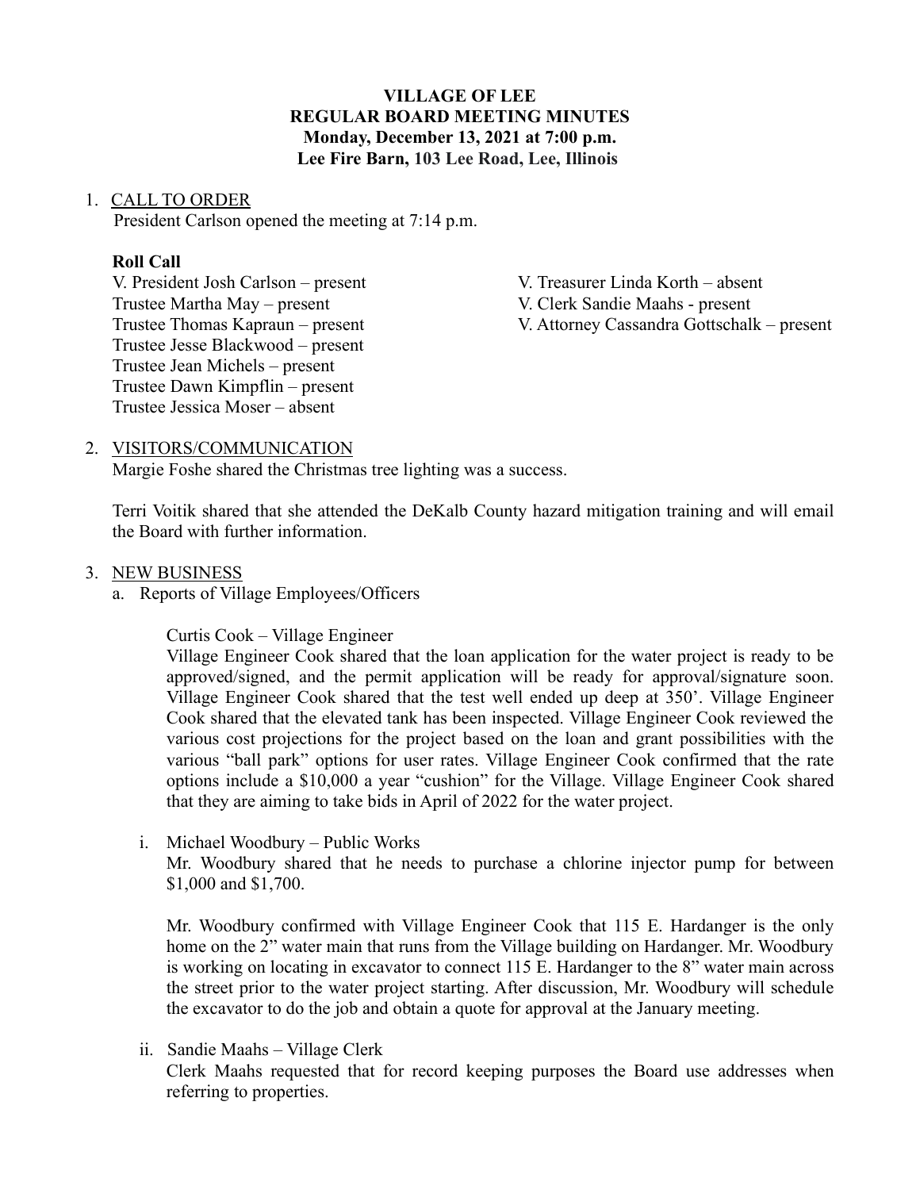**VILLAGE OF LEE**
**REGULAR BOARD MEETING MINUTES**
**Monday, December 13, 2021 at 7:00 p.m.**
**Lee Fire Barn, 103 Lee Road, Lee, Illinois**

1. CALL TO ORDER

President Carlson opened the meeting at 7:14 p.m.

**Roll Call**

V. President Josh Carlson – present
Trustee Martha May – present
Trustee Thomas Kapraun – present
Trustee Jesse Blackwood – present
Trustee Jean Michels – present
Trustee Dawn Kimpflin – present
Trustee Jessica Moser – absent

V. Treasurer Linda Korth – absent
V. Clerk Sandie Maahs - present
V. Attorney Cassandra Gottschalk – present

2. VISITORS/COMMUNICATION

Margie Foshe shared the Christmas tree lighting was a success.

Terri Voitik shared that she attended the DeKalb County hazard mitigation training and will email the Board with further information.

3. NEW BUSINESS

a. Reports of Village Employees/Officers

Curtis Cook – Village Engineer

Village Engineer Cook shared that the loan application for the water project is ready to be approved/signed, and the permit application will be ready for approval/signature soon. Village Engineer Cook shared that the test well ended up deep at 350'. Village Engineer Cook shared that the elevated tank has been inspected. Village Engineer Cook reviewed the various cost projections for the project based on the loan and grant possibilities with the various "ball park" options for user rates. Village Engineer Cook confirmed that the rate options include a $10,000 a year "cushion" for the Village. Village Engineer Cook shared that they are aiming to take bids in April of 2022 for the water project.

i. Michael Woodbury – Public Works

Mr. Woodbury shared that he needs to purchase a chlorine injector pump for between $1,000 and $1,700.

Mr. Woodbury confirmed with Village Engineer Cook that 115 E. Hardanger is the only home on the 2" water main that runs from the Village building on Hardanger. Mr. Woodbury is working on locating in excavator to connect 115 E. Hardanger to the 8" water main across the street prior to the water project starting. After discussion, Mr. Woodbury will schedule the excavator to do the job and obtain a quote for approval at the January meeting.

ii. Sandie Maahs – Village Clerk

Clerk Maahs requested that for record keeping purposes the Board use addresses when referring to properties.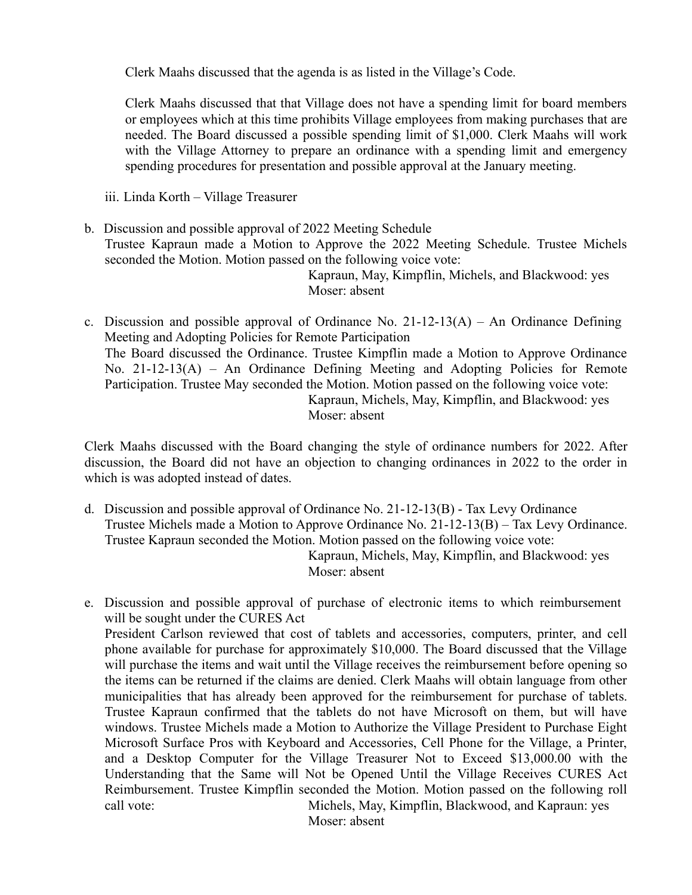Clerk Maahs discussed that the agenda is as listed in the Village's Code.

Clerk Maahs discussed that that Village does not have a spending limit for board members or employees which at this time prohibits Village employees from making purchases that are needed. The Board discussed a possible spending limit of $1,000. Clerk Maahs will work with the Village Attorney to prepare an ordinance with a spending limit and emergency spending procedures for presentation and possible approval at the January meeting.

iii. Linda Korth – Village Treasurer

b. Discussion and possible approval of 2022 Meeting Schedule
Trustee Kapraun made a Motion to Approve the 2022 Meeting Schedule. Trustee Michels seconded the Motion. Motion passed on the following voice vote:
Kapraun, May, Kimpflin, Michels, and Blackwood: yes
Moser: absent

c. Discussion and possible approval of Ordinance No. 21-12-13(A) – An Ordinance Defining Meeting and Adopting Policies for Remote Participation
The Board discussed the Ordinance. Trustee Kimpflin made a Motion to Approve Ordinance No. 21-12-13(A) – An Ordinance Defining Meeting and Adopting Policies for Remote Participation. Trustee May seconded the Motion. Motion passed on the following voice vote:
Kapraun, Michels, May, Kimpflin, and Blackwood: yes
Moser: absent

Clerk Maahs discussed with the Board changing the style of ordinance numbers for 2022. After discussion, the Board did not have an objection to changing ordinances in 2022 to the order in which is was adopted instead of dates.

d. Discussion and possible approval of Ordinance No. 21-12-13(B) - Tax Levy Ordinance
Trustee Michels made a Motion to Approve Ordinance No. 21-12-13(B) – Tax Levy Ordinance. Trustee Kapraun seconded the Motion. Motion passed on the following voice vote:
Kapraun, Michels, May, Kimpflin, and Blackwood: yes
Moser: absent

e. Discussion and possible approval of purchase of electronic items to which reimbursement will be sought under the CURES Act
President Carlson reviewed that cost of tablets and accessories, computers, printer, and cell phone available for purchase for approximately $10,000. The Board discussed that the Village will purchase the items and wait until the Village receives the reimbursement before opening so the items can be returned if the claims are denied. Clerk Maahs will obtain language from other municipalities that has already been approved for the reimbursement for purchase of tablets. Trustee Kapraun confirmed that the tablets do not have Microsoft on them, but will have windows. Trustee Michels made a Motion to Authorize the Village President to Purchase Eight Microsoft Surface Pros with Keyboard and Accessories, Cell Phone for the Village, a Printer, and a Desktop Computer for the Village Treasurer Not to Exceed $13,000.00 with the Understanding that the Same will Not be Opened Until the Village Receives CURES Act Reimbursement. Trustee Kimpflin seconded the Motion. Motion passed on the following roll call vote:
Michels, May, Kimpflin, Blackwood, and Kapraun: yes
Moser: absent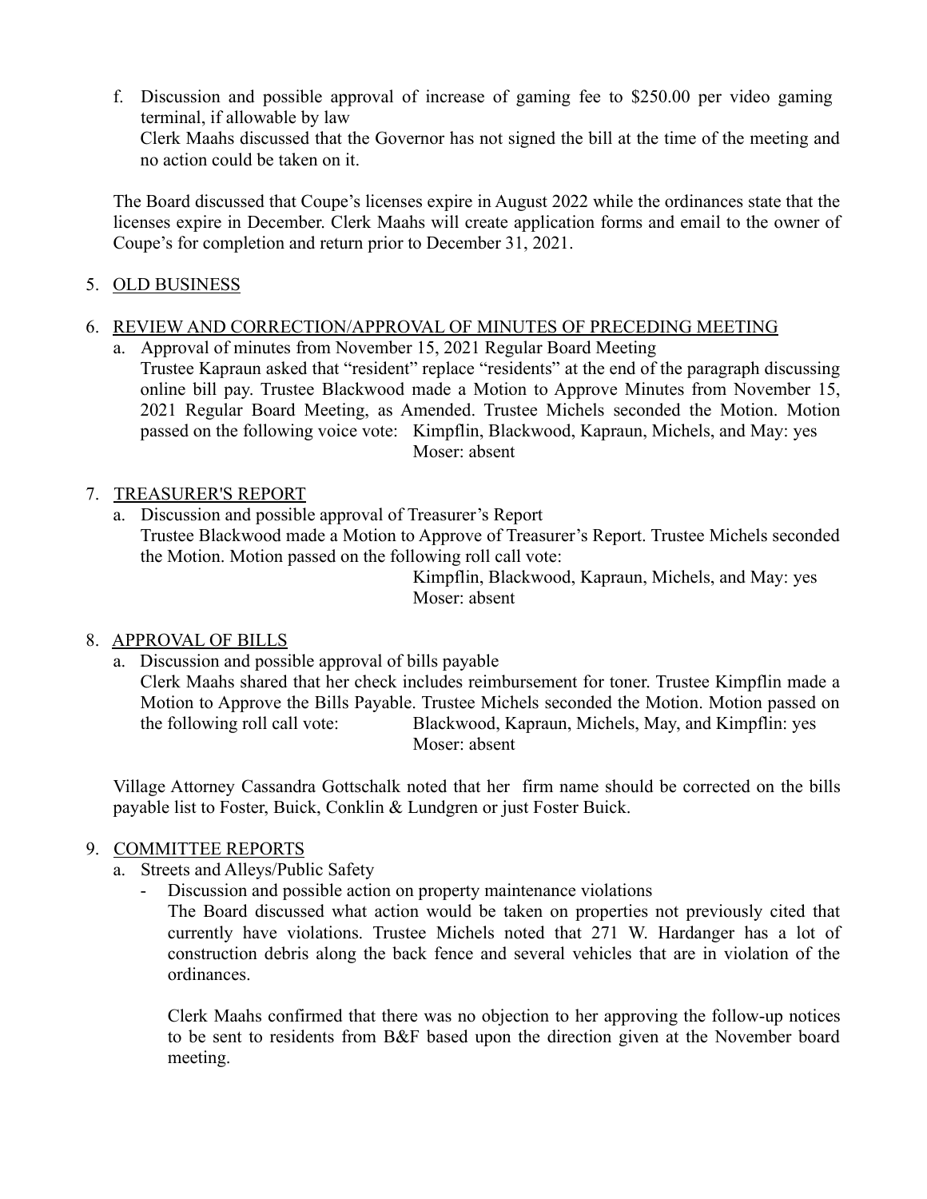f. Discussion and possible approval of increase of gaming fee to $250.00 per video gaming terminal, if allowable by law
   Clerk Maahs discussed that the Governor has not signed the bill at the time of the meeting and no action could be taken on it.

The Board discussed that Coupe's licenses expire in August 2022 while the ordinances state that the licenses expire in December. Clerk Maahs will create application forms and email to the owner of Coupe's for completion and return prior to December 31, 2021.

5. OLD BUSINESS

6. REVIEW AND CORRECTION/APPROVAL OF MINUTES OF PRECEDING MEETING
   a. Approval of minutes from November 15, 2021 Regular Board Meeting
      Trustee Kapraun asked that "resident" replace "residents" at the end of the paragraph discussing online bill pay. Trustee Blackwood made a Motion to Approve Minutes from November 15, 2021 Regular Board Meeting, as Amended. Trustee Michels seconded the Motion. Motion passed on the following voice vote: Kimpflin, Blackwood, Kapraun, Michels, and May: yes
      Moser: absent

7. TREASURER'S REPORT
   a. Discussion and possible approval of Treasurer's Report
      Trustee Blackwood made a Motion to Approve of Treasurer's Report. Trustee Michels seconded the Motion. Motion passed on the following roll call vote:
      Kimpflin, Blackwood, Kapraun, Michels, and May: yes
      Moser: absent

8. APPROVAL OF BILLS
   a. Discussion and possible approval of bills payable
      Clerk Maahs shared that her check includes reimbursement for toner. Trustee Kimpflin made a Motion to Approve the Bills Payable. Trustee Michels seconded the Motion. Motion passed on the following roll call vote: Blackwood, Kapraun, Michels, May, and Kimpflin: yes
      Moser: absent

Village Attorney Cassandra Gottschalk noted that her firm name should be corrected on the bills payable list to Foster, Buick, Conklin & Lundgren or just Foster Buick.

9. COMMITTEE REPORTS
   a. Streets and Alleys/Public Safety
      - Discussion and possible action on property maintenance violations
        The Board discussed what action would be taken on properties not previously cited that currently have violations. Trustee Michels noted that 271 W. Hardanger has a lot of construction debris along the back fence and several vehicles that are in violation of the ordinances.

        Clerk Maahs confirmed that there was no objection to her approving the follow-up notices to be sent to residents from B&F based upon the direction given at the November board meeting.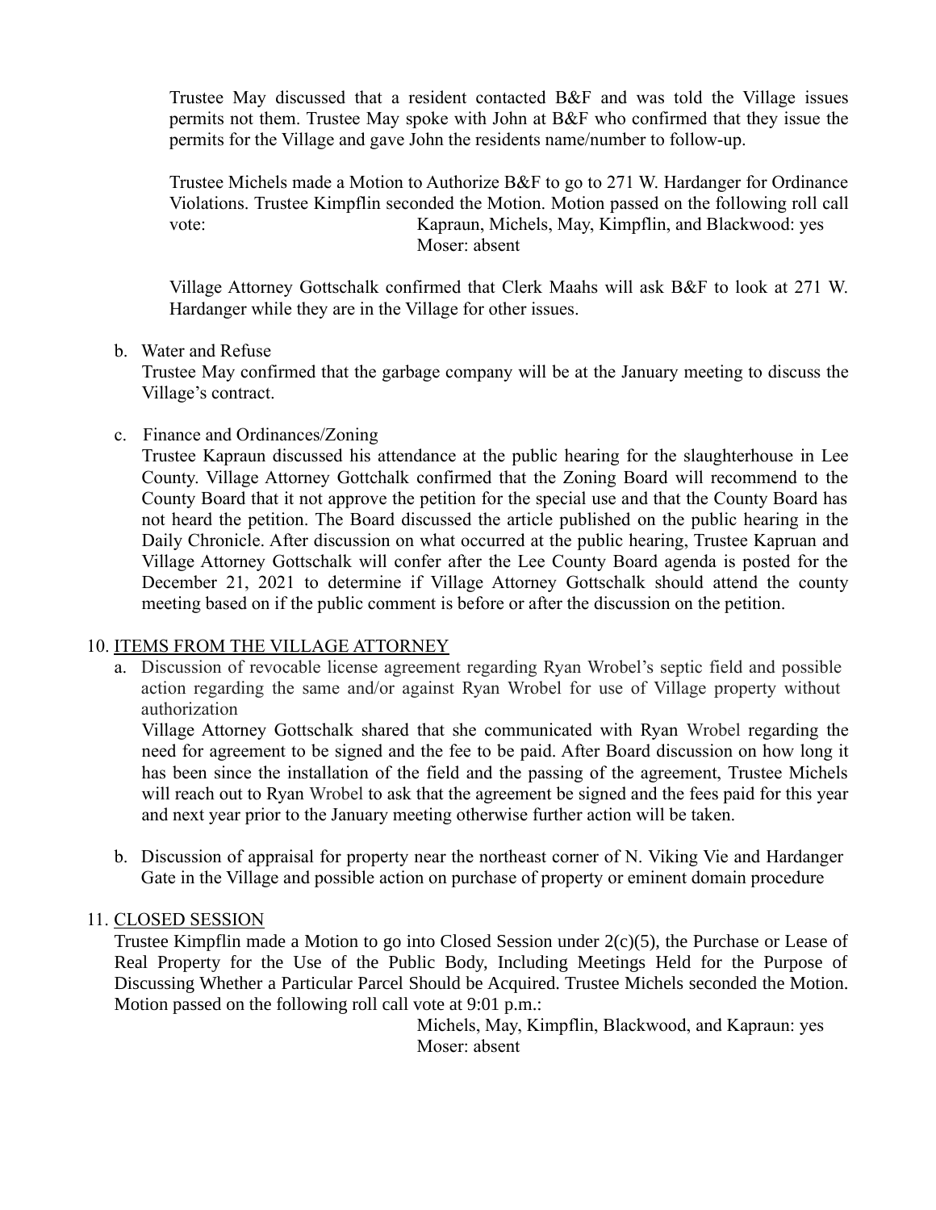Trustee May discussed that a resident contacted B&F and was told the Village issues permits not them. Trustee May spoke with John at B&F who confirmed that they issue the permits for the Village and gave John the residents name/number to follow-up.

Trustee Michels made a Motion to Authorize B&F to go to 271 W. Hardanger for Ordinance Violations. Trustee Kimpflin seconded the Motion. Motion passed on the following roll call vote: Kapraun, Michels, May, Kimpflin, and Blackwood: yes
Moser: absent

Village Attorney Gottschalk confirmed that Clerk Maahs will ask B&F to look at 271 W. Hardanger while they are in the Village for other issues.

b. Water and Refuse
Trustee May confirmed that the garbage company will be at the January meeting to discuss the Village's contract.

c. Finance and Ordinances/Zoning
Trustee Kapraun discussed his attendance at the public hearing for the slaughterhouse in Lee County. Village Attorney Gottchalk confirmed that the Zoning Board will recommend to the County Board that it not approve the petition for the special use and that the County Board has not heard the petition. The Board discussed the article published on the public hearing in the Daily Chronicle. After discussion on what occurred at the public hearing, Trustee Kapruan and Village Attorney Gottschalk will confer after the Lee County Board agenda is posted for the December 21, 2021 to determine if Village Attorney Gottschalk should attend the county meeting based on if the public comment is before or after the discussion on the petition.

10. ITEMS FROM THE VILLAGE ATTORNEY

a. Discussion of revocable license agreement regarding Ryan Wrobel's septic field and possible action regarding the same and/or against Ryan Wrobel for use of Village property without authorization
Village Attorney Gottschalk shared that she communicated with Ryan Wrobel regarding the need for agreement to be signed and the fee to be paid. After Board discussion on how long it has been since the installation of the field and the passing of the agreement, Trustee Michels will reach out to Ryan Wrobel to ask that the agreement be signed and the fees paid for this year and next year prior to the January meeting otherwise further action will be taken.

b. Discussion of appraisal for property near the northeast corner of N. Viking Vie and Hardanger Gate in the Village and possible action on purchase of property or eminent domain procedure

11. CLOSED SESSION

Trustee Kimpflin made a Motion to go into Closed Session under 2(c)(5), the Purchase or Lease of Real Property for the Use of the Public Body, Including Meetings Held for the Purpose of Discussing Whether a Particular Parcel Should be Acquired. Trustee Michels seconded the Motion. Motion passed on the following roll call vote at 9:01 p.m.:
Michels, May, Kimpflin, Blackwood, and Kapraun: yes
Moser: absent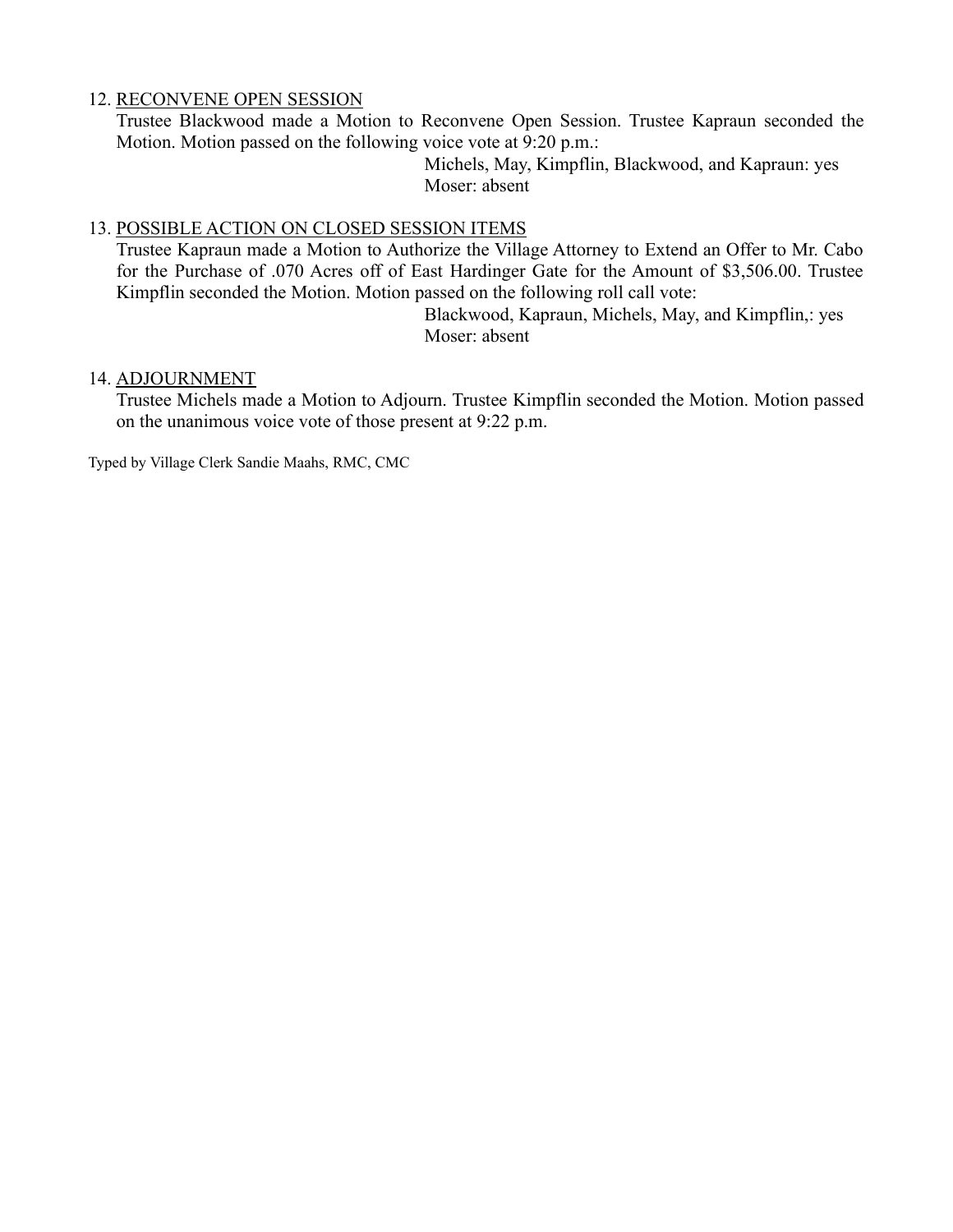12. RECONVENE OPEN SESSION

Trustee Blackwood made a Motion to Reconvene Open Session. Trustee Kapraun seconded the Motion. Motion passed on the following voice vote at 9:20 p.m.:

Michels, May, Kimpflin, Blackwood, and Kapraun: yes
Moser: absent

13. POSSIBLE ACTION ON CLOSED SESSION ITEMS

Trustee Kapraun made a Motion to Authorize the Village Attorney to Extend an Offer to Mr. Cabo for the Purchase of .070 Acres off of East Hardinger Gate for the Amount of $3,506.00. Trustee Kimpflin seconded the Motion. Motion passed on the following roll call vote:

Blackwood, Kapraun, Michels, May, and Kimpflin,: yes
Moser: absent

14. ADJOURNMENT

Trustee Michels made a Motion to Adjourn. Trustee Kimpflin seconded the Motion. Motion passed on the unanimous voice vote of those present at 9:22 p.m.

Typed by Village Clerk Sandie Maahs, RMC, CMC